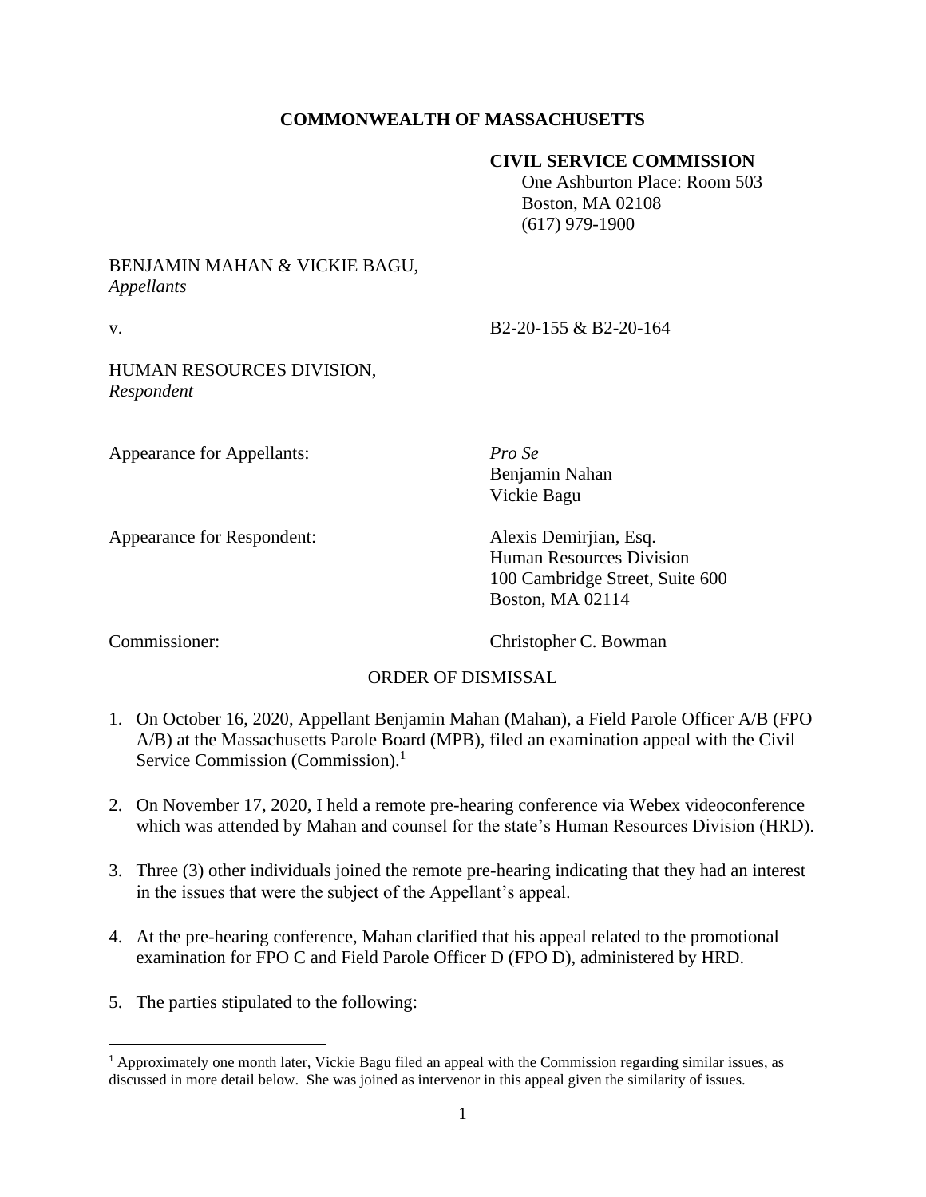**COMMONWEALTH OF MASSACHUSETTS**

**CIVIL SERVICE COMMISSION**
One Ashburton Place: Room 503
Boston, MA 02108
(617) 979-1900

BENJAMIN MAHAN & VICKIE BAGU,
*Appellants*

v. B2-20-155 & B2-20-164

HUMAN RESOURCES DIVISION,
*Respondent*

Appearance for Appellants: *Pro Se*
Benjamin Nahan
Vickie Bagu

Appearance for Respondent: Alexis Demirjian, Esq.
Human Resources Division
100 Cambridge Street, Suite 600
Boston, MA 02114

Commissioner: Christopher C. Bowman

ORDER OF DISMISSAL

1. On October 16, 2020, Appellant Benjamin Mahan (Mahan), a Field Parole Officer A/B (FPO A/B) at the Massachusetts Parole Board (MPB), filed an examination appeal with the Civil Service Commission (Commission).[1]

2. On November 17, 2020, I held a remote pre-hearing conference via Webex videoconference which was attended by Mahan and counsel for the state's Human Resources Division (HRD).

3. Three (3) other individuals joined the remote pre-hearing indicating that they had an interest in the issues that were the subject of the Appellant's appeal.

4. At the pre-hearing conference, Mahan clarified that his appeal related to the promotional examination for FPO C and Field Parole Officer D (FPO D), administered by HRD.

5. The parties stipulated to the following:

[1] Approximately one month later, Vickie Bagu filed an appeal with the Commission regarding similar issues, as discussed in more detail below. She was joined as intervenor in this appeal given the similarity of issues.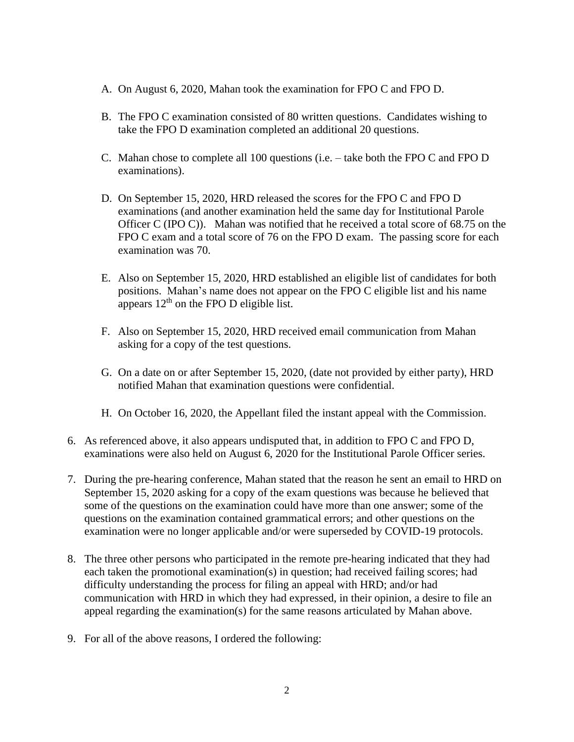A. On August 6, 2020, Mahan took the examination for FPO C and FPO D.

B. The FPO C examination consisted of 80 written questions. Candidates wishing to take the FPO D examination completed an additional 20 questions.

C. Mahan chose to complete all 100 questions (i.e. – take both the FPO C and FPO D examinations).

D. On September 15, 2020, HRD released the scores for the FPO C and FPO D examinations (and another examination held the same day for Institutional Parole Officer C (IPO C)). Mahan was notified that he received a total score of 68.75 on the FPO C exam and a total score of 76 on the FPO D exam. The passing score for each examination was 70.

E. Also on September 15, 2020, HRD established an eligible list of candidates for both positions. Mahan's name does not appear on the FPO C eligible list and his name appears 12th on the FPO D eligible list.

F. Also on September 15, 2020, HRD received email communication from Mahan asking for a copy of the test questions.

G. On a date on or after September 15, 2020, (date not provided by either party), HRD notified Mahan that examination questions were confidential.

H. On October 16, 2020, the Appellant filed the instant appeal with the Commission.

6. As referenced above, it also appears undisputed that, in addition to FPO C and FPO D, examinations were also held on August 6, 2020 for the Institutional Parole Officer series.

7. During the pre-hearing conference, Mahan stated that the reason he sent an email to HRD on September 15, 2020 asking for a copy of the exam questions was because he believed that some of the questions on the examination could have more than one answer; some of the questions on the examination contained grammatical errors; and other questions on the examination were no longer applicable and/or were superseded by COVID-19 protocols.

8. The three other persons who participated in the remote pre-hearing indicated that they had each taken the promotional examination(s) in question; had received failing scores; had difficulty understanding the process for filing an appeal with HRD; and/or had communication with HRD in which they had expressed, in their opinion, a desire to file an appeal regarding the examination(s) for the same reasons articulated by Mahan above.

9. For all of the above reasons, I ordered the following: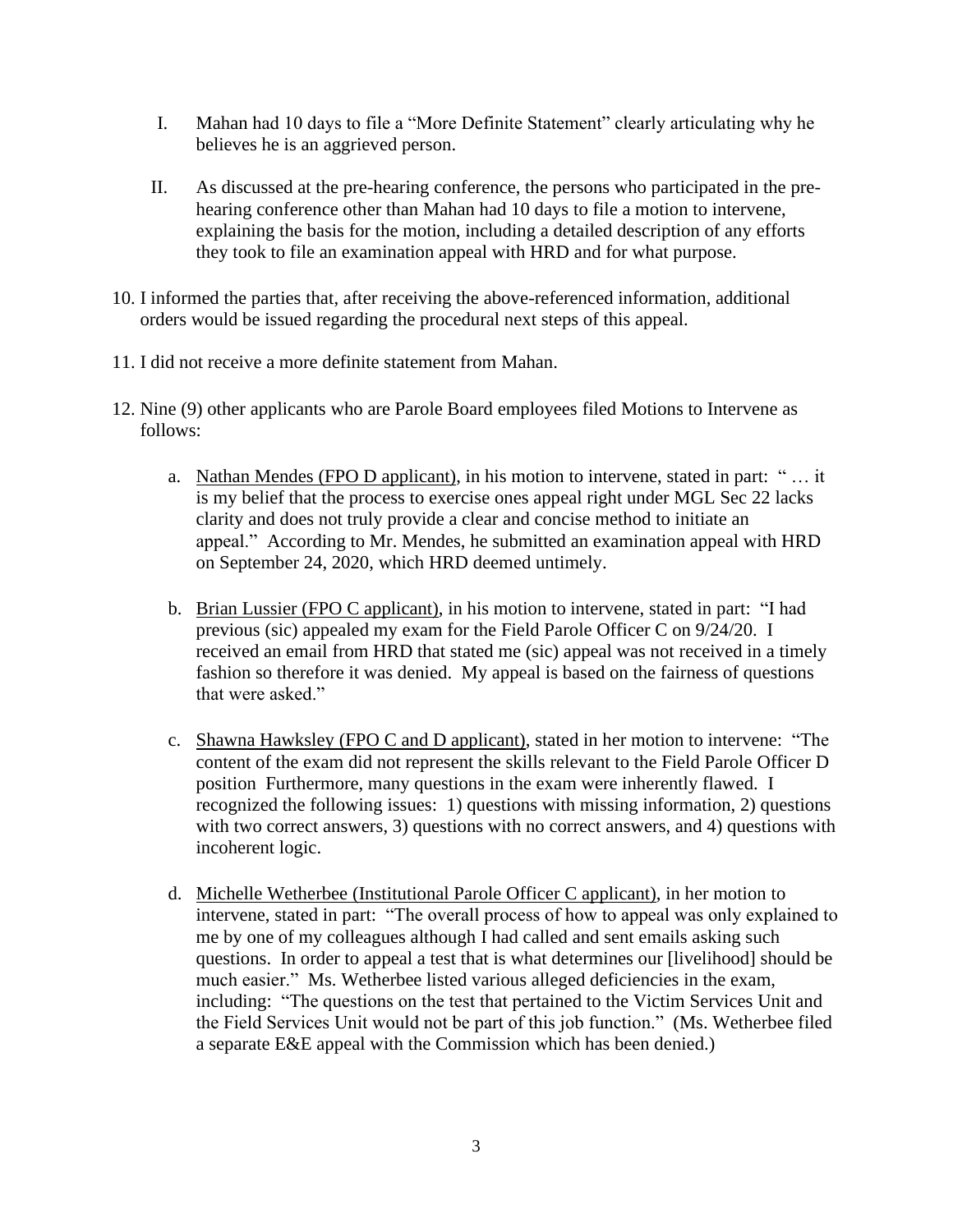I. Mahan had 10 days to file a "More Definite Statement" clearly articulating why he believes he is an aggrieved person.

II. As discussed at the pre-hearing conference, the persons who participated in the pre-hearing conference other than Mahan had 10 days to file a motion to intervene, explaining the basis for the motion, including a detailed description of any efforts they took to file an examination appeal with HRD and for what purpose.

10. I informed the parties that, after receiving the above-referenced information, additional orders would be issued regarding the procedural next steps of this appeal.

11. I did not receive a more definite statement from Mahan.

12. Nine (9) other applicants who are Parole Board employees filed Motions to Intervene as follows:

    a. <u>Nathan Mendes (FPO D applicant)</u>, in his motion to intervene, stated in part: " … it is my belief that the process to exercise ones appeal right under MGL Sec 22 lacks clarity and does not truly provide a clear and concise method to initiate an appeal." According to Mr. Mendes, he submitted an examination appeal with HRD on September 24, 2020, which HRD deemed untimely.

    b. <u>Brian Lussier (FPO C applicant)</u>, in his motion to intervene, stated in part: "I had previous (sic) appealed my exam for the Field Parole Officer C on 9/24/20. I received an email from HRD that stated me (sic) appeal was not received in a timely fashion so therefore it was denied. My appeal is based on the fairness of questions that were asked."

    c. <u>Shawna Hawksley (FPO C and D applicant)</u>, stated in her motion to intervene: "The content of the exam did not represent the skills relevant to the Field Parole Officer D position Furthermore, many questions in the exam were inherently flawed. I recognized the following issues: 1) questions with missing information, 2) questions with two correct answers, 3) questions with no correct answers, and 4) questions with incoherent logic.

    d. <u>Michelle Wetherbee (Institutional Parole Officer C applicant)</u>, in her motion to intervene, stated in part: "The overall process of how to appeal was only explained to me by one of my colleagues although I had called and sent emails asking such questions. In order to appeal a test that is what determines our [livelihood] should be much easier." Ms. Wetherbee listed various alleged deficiencies in the exam, including: "The questions on the test that pertained to the Victim Services Unit and the Field Services Unit would not be part of this job function." (Ms. Wetherbee filed a separate E&E appeal with the Commission which has been denied.)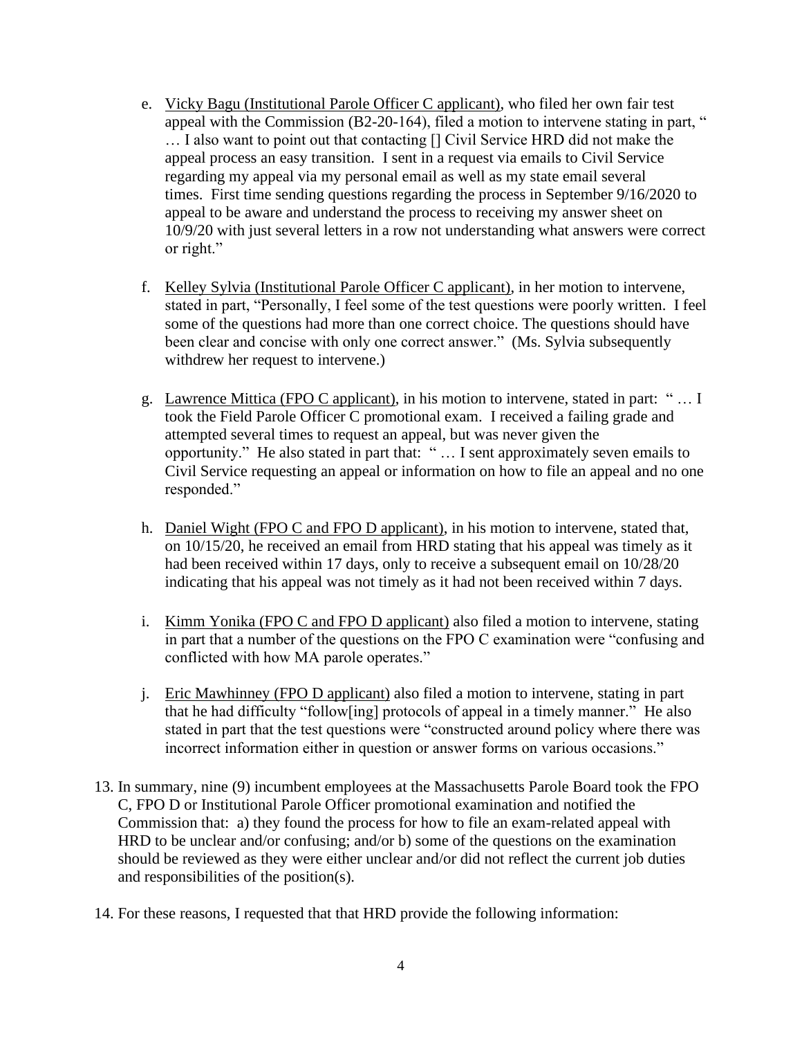e. Vicky Bagu (Institutional Parole Officer C applicant), who filed her own fair test appeal with the Commission (B2-20-164), filed a motion to intervene stating in part, " … I also want to point out that contacting [] Civil Service HRD did not make the appeal process an easy transition. I sent in a request via emails to Civil Service regarding my appeal via my personal email as well as my state email several times. First time sending questions regarding the process in September 9/16/2020 to appeal to be aware and understand the process to receiving my answer sheet on 10/9/20 with just several letters in a row not understanding what answers were correct or right."

f. Kelley Sylvia (Institutional Parole Officer C applicant), in her motion to intervene, stated in part, "Personally, I feel some of the test questions were poorly written. I feel some of the questions had more than one correct choice. The questions should have been clear and concise with only one correct answer." (Ms. Sylvia subsequently withdrew her request to intervene.)

g. Lawrence Mittica (FPO C applicant), in his motion to intervene, stated in part: " … I took the Field Parole Officer C promotional exam. I received a failing grade and attempted several times to request an appeal, but was never given the opportunity." He also stated in part that: " … I sent approximately seven emails to Civil Service requesting an appeal or information on how to file an appeal and no one responded."

h. Daniel Wight (FPO C and FPO D applicant), in his motion to intervene, stated that, on 10/15/20, he received an email from HRD stating that his appeal was timely as it had been received within 17 days, only to receive a subsequent email on 10/28/20 indicating that his appeal was not timely as it had not been received within 7 days.

i. Kimm Yonika (FPO C and FPO D applicant) also filed a motion to intervene, stating in part that a number of the questions on the FPO C examination were "confusing and conflicted with how MA parole operates."

j. Eric Mawhinney (FPO D applicant) also filed a motion to intervene, stating in part that he had difficulty "follow[ing] protocols of appeal in a timely manner." He also stated in part that the test questions were "constructed around policy where there was incorrect information either in question or answer forms on various occasions."

13. In summary, nine (9) incumbent employees at the Massachusetts Parole Board took the FPO C, FPO D or Institutional Parole Officer promotional examination and notified the Commission that: a) they found the process for how to file an exam-related appeal with HRD to be unclear and/or confusing; and/or b) some of the questions on the examination should be reviewed as they were either unclear and/or did not reflect the current job duties and responsibilities of the position(s).

14. For these reasons, I requested that that HRD provide the following information: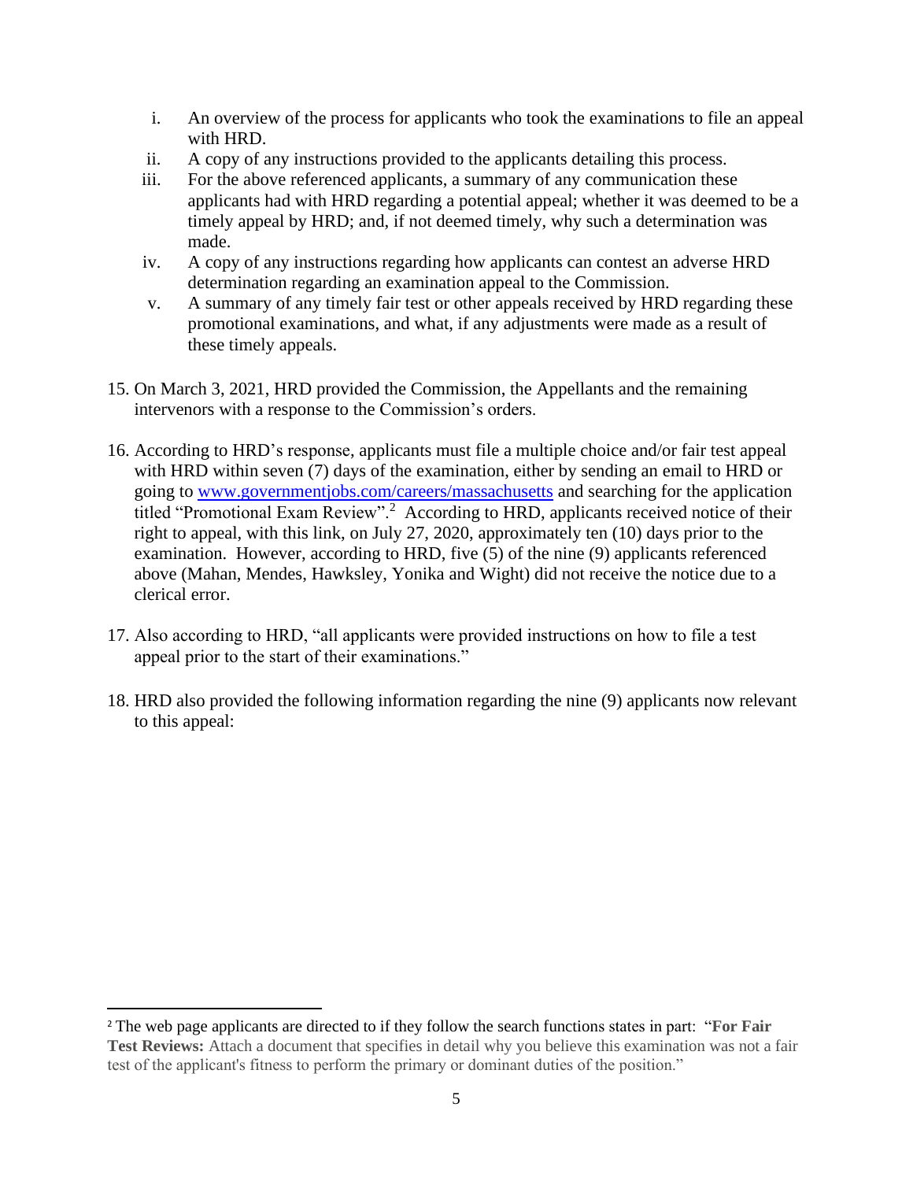i. An overview of the process for applicants who took the examinations to file an appeal with HRD.
ii. A copy of any instructions provided to the applicants detailing this process.
iii. For the above referenced applicants, a summary of any communication these applicants had with HRD regarding a potential appeal; whether it was deemed to be a timely appeal by HRD; and, if not deemed timely, why such a determination was made.
iv. A copy of any instructions regarding how applicants can contest an adverse HRD determination regarding an examination appeal to the Commission.
v. A summary of any timely fair test or other appeals received by HRD regarding these promotional examinations, and what, if any adjustments were made as a result of these timely appeals.

15. On March 3, 2021, HRD provided the Commission, the Appellants and the remaining intervenors with a response to the Commission's orders.

16. According to HRD's response, applicants must file a multiple choice and/or fair test appeal with HRD within seven (7) days of the examination, either by sending an email to HRD or going to www.governmentjobs.com/careers/massachusetts and searching for the application titled "Promotional Exam Review".[2] According to HRD, applicants received notice of their right to appeal, with this link, on July 27, 2020, approximately ten (10) days prior to the examination. However, according to HRD, five (5) of the nine (9) applicants referenced above (Mahan, Mendes, Hawksley, Yonika and Wight) did not receive the notice due to a clerical error.

17. Also according to HRD, "all applicants were provided instructions on how to file a test appeal prior to the start of their examinations."

18. HRD also provided the following information regarding the nine (9) applicants now relevant to this appeal:

[2] The web page applicants are directed to if they follow the search functions states in part: "**For Fair Test Reviews:** Attach a document that specifies in detail why you believe this examination was not a fair test of the applicant's fitness to perform the primary or dominant duties of the position."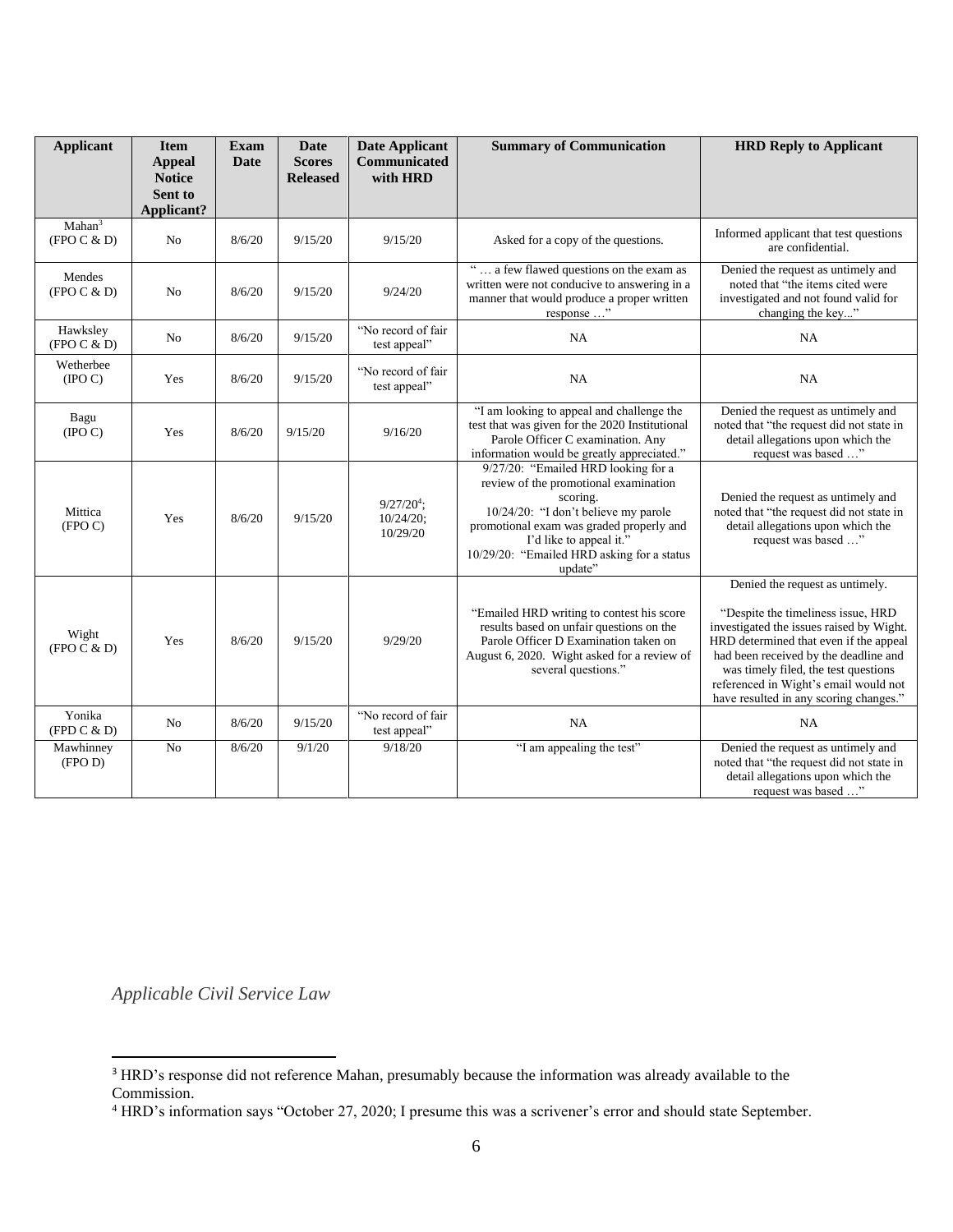| Applicant | Item Appeal Notice Sent to Applicant? | Exam Date | Date Scores Released | Date Applicant Communicated with HRD | Summary of Communication | HRD Reply to Applicant |
|---|---|---|---|---|---|---|
| Mahan[3] (FPO C & D) | No | 8/6/20 | 9/15/20 | 9/15/20 | Asked for a copy of the questions. | Informed applicant that test questions are confidential. |
| Mendes (FPO C & D) | No | 8/6/20 | 9/15/20 | 9/24/20 | " … a few flawed questions on the exam as written were not conducive to answering in a manner that would produce a proper written response …" | Denied the request as untimely and noted that "the items cited were investigated and not found valid for changing the key..." |
| Hawksley (FPO C & D) | No | 8/6/20 | 9/15/20 | "No record of fair test appeal" | NA | NA |
| Wetherbee (IPO C) | Yes | 8/6/20 | 9/15/20 | "No record of fair test appeal" | NA | NA |
| Bagu (IPO C) | Yes | 8/6/20 | 9/15/20 | 9/16/20 | "I am looking to appeal and challenge the test that was given for the 2020 Institutional Parole Officer C examination. Any information would be greatly appreciated." | Denied the request as untimely and noted that "the request did not state in detail allegations upon which the request was based …" |
| Mittica (FPO C) | Yes | 8/6/20 | 9/15/20 | 9/27/20[4]; 10/24/20; 10/29/20 | 9/27/20: "Emailed HRD looking for a review of the promotional examination scoring. 10/24/20: "I don't believe my parole promotional exam was graded properly and I'd like to appeal it." 10/29/20: "Emailed HRD asking for a status update" | Denied the request as untimely and noted that "the request did not state in detail allegations upon which the request was based …" |
| Wight (FPO C & D) | Yes | 8/6/20 | 9/15/20 | 9/29/20 | "Emailed HRD writing to contest his score results based on unfair questions on the Parole Officer D Examination taken on August 6, 2020. Wight asked for a review of several questions." | Denied the request as untimely. "Despite the timeliness issue, HRD investigated the issues raised by Wight. HRD determined that even if the appeal had been received by the deadline and was timely filed, the test questions referenced in Wight's email would not have resulted in any scoring changes." |
| Yonika (FPD C & D) | No | 8/6/20 | 9/15/20 | "No record of fair test appeal" | NA | NA |
| Mawhinney (FPO D) | No | 8/6/20 | 9/1/20 | 9/18/20 | "I am appealing the test" | Denied the request as untimely and noted that "the request did not state in detail allegations upon which the request was based …" |

*Applicable Civil Service Law*

---

[3] HRD's response did not reference Mahan, presumably because the information was already available to the Commission.

[4] HRD's information says "October 27, 2020; I presume this was a scrivener's error and should state September.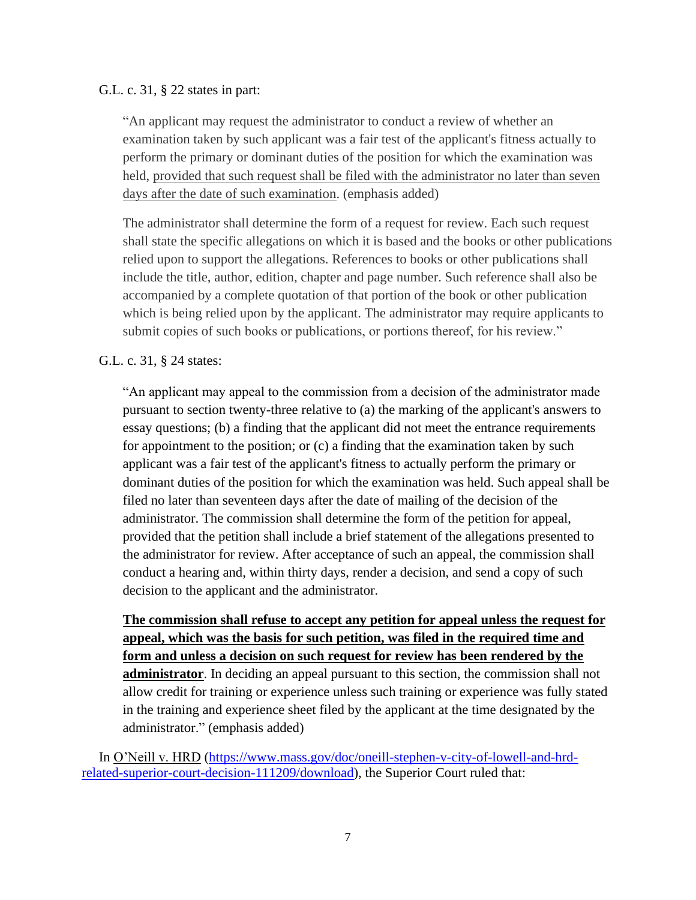G.L. c. 31, § 22 states in part:

> "An applicant may request the administrator to conduct a review of whether an examination taken by such applicant was a fair test of the applicant's fitness actually to perform the primary or dominant duties of the position for which the examination was held, <u>provided that such request shall be filed with the administrator no later than seven days after the date of such examination</u>. (emphasis added)
>
> The administrator shall determine the form of a request for review. Each such request shall state the specific allegations on which it is based and the books or other publications relied upon to support the allegations. References to books or other publications shall include the title, author, edition, chapter and page number. Such reference shall also be accompanied by a complete quotation of that portion of the book or other publication which is being relied upon by the applicant. The administrator may require applicants to submit copies of such books or publications, or portions thereof, for his review."

G.L. c. 31, § 24 states:

> "An applicant may appeal to the commission from a decision of the administrator made pursuant to section twenty-three relative to (a) the marking of the applicant's answers to essay questions; (b) a finding that the applicant did not meet the entrance requirements for appointment to the position; or (c) a finding that the examination taken by such applicant was a fair test of the applicant's fitness to actually perform the primary or dominant duties of the position for which the examination was held. Such appeal shall be filed no later than seventeen days after the date of mailing of the decision of the administrator. The commission shall determine the form of the petition for appeal, provided that the petition shall include a brief statement of the allegations presented to the administrator for review. After acceptance of such an appeal, the commission shall conduct a hearing and, within thirty days, render a decision, and send a copy of such decision to the applicant and the administrator.
>
> <u>**The commission shall refuse to accept any petition for appeal unless the request for appeal, which was the basis for such petition, was filed in the required time and form and unless a decision on such request for review has been rendered by the administrator**</u>. In deciding an appeal pursuant to this section, the commission shall not allow credit for training or experience unless such training or experience was fully stated in the training and experience sheet filed by the applicant at the time designated by the administrator." (emphasis added)

In <u>O'Neill v. HRD</u> (https://www.mass.gov/doc/oneill-stephen-v-city-of-lowell-and-hrd-related-superior-court-decision-111209/download), the Superior Court ruled that: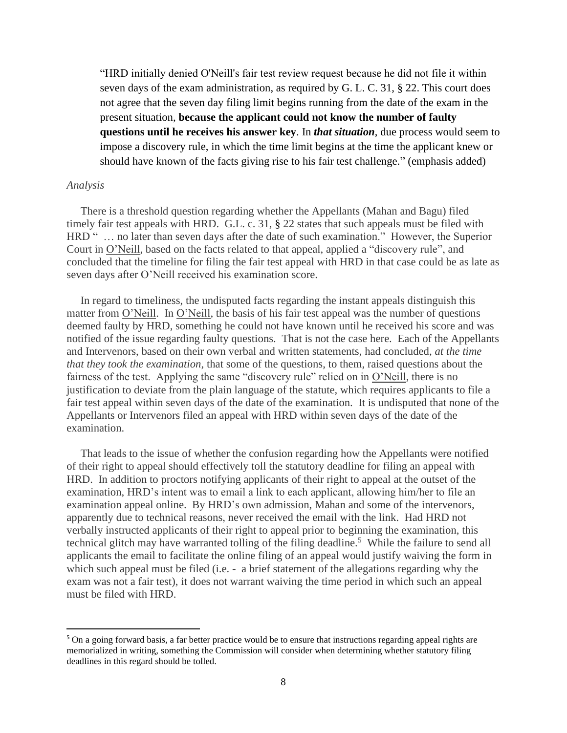> "HRD initially denied O'Neill's fair test review request because he did not file it within seven days of the exam administration, as required by G. L. C. 31, § 22. This court does not agree that the seven day filing limit begins running from the date of the exam in the present situation, **because the applicant could not know the number of faulty questions until he receives his answer key**. In ***that situation***, due process would seem to impose a discovery rule, in which the time limit begins at the time the applicant knew or should have known of the facts giving rise to his fair test challenge." (emphasis added)

*Analysis*

There is a threshold question regarding whether the Appellants (Mahan and Bagu) filed timely fair test appeals with HRD. G.L. c. 31, § 22 states that such appeals must be filed with HRD " … no later than seven days after the date of such examination." However, the Superior Court in O'Neill, based on the facts related to that appeal, applied a "discovery rule", and concluded that the timeline for filing the fair test appeal with HRD in that case could be as late as seven days after O'Neill received his examination score.

In regard to timeliness, the undisputed facts regarding the instant appeals distinguish this matter from O'Neill. In O'Neill, the basis of his fair test appeal was the number of questions deemed faulty by HRD, something he could not have known until he received his score and was notified of the issue regarding faulty questions. That is not the case here. Each of the Appellants and Intervenors, based on their own verbal and written statements, had concluded, *at the time that they took the examination*, that some of the questions, to them, raised questions about the fairness of the test. Applying the same "discovery rule" relied on in O'Neill, there is no justification to deviate from the plain language of the statute, which requires applicants to file a fair test appeal within seven days of the date of the examination. It is undisputed that none of the Appellants or Intervenors filed an appeal with HRD within seven days of the date of the examination.

That leads to the issue of whether the confusion regarding how the Appellants were notified of their right to appeal should effectively toll the statutory deadline for filing an appeal with HRD. In addition to proctors notifying applicants of their right to appeal at the outset of the examination, HRD's intent was to email a link to each applicant, allowing him/her to file an examination appeal online. By HRD's own admission, Mahan and some of the intervenors, apparently due to technical reasons, never received the email with the link. Had HRD not verbally instructed applicants of their right to appeal prior to beginning the examination, this technical glitch may have warranted tolling of the filing deadline.[5] While the failure to send all applicants the email to facilitate the online filing of an appeal would justify waiving the form in which such appeal must be filed (i.e. - a brief statement of the allegations regarding why the exam was not a fair test), it does not warrant waiving the time period in which such an appeal must be filed with HRD.

[5] On a going forward basis, a far better practice would be to ensure that instructions regarding appeal rights are memorialized in writing, something the Commission will consider when determining whether statutory filing deadlines in this regard should be tolled.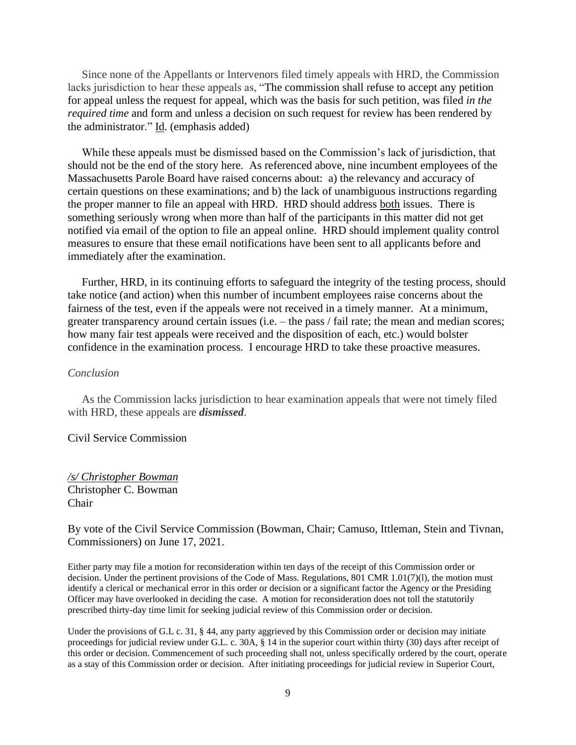Since none of the Appellants or Intervenors filed timely appeals with HRD, the Commission lacks jurisdiction to hear these appeals as, "The commission shall refuse to accept any petition for appeal unless the request for appeal, which was the basis for such petition, was filed *in the required time* and form and unless a decision on such request for review has been rendered by the administrator." Id. (emphasis added)

While these appeals must be dismissed based on the Commission's lack of jurisdiction, that should not be the end of the story here. As referenced above, nine incumbent employees of the Massachusetts Parole Board have raised concerns about: a) the relevancy and accuracy of certain questions on these examinations; and b) the lack of unambiguous instructions regarding the proper manner to file an appeal with HRD. HRD should address both issues. There is something seriously wrong when more than half of the participants in this matter did not get notified via email of the option to file an appeal online. HRD should implement quality control measures to ensure that these email notifications have been sent to all applicants before and immediately after the examination.

Further, HRD, in its continuing efforts to safeguard the integrity of the testing process, should take notice (and action) when this number of incumbent employees raise concerns about the fairness of the test, even if the appeals were not received in a timely manner. At a minimum, greater transparency around certain issues (i.e. – the pass / fail rate; the mean and median scores; how many fair test appeals were received and the disposition of each, etc.) would bolster confidence in the examination process. I encourage HRD to take these proactive measures.

*Conclusion*

As the Commission lacks jurisdiction to hear examination appeals that were not timely filed with HRD, these appeals are ***dismissed***.

Civil Service Commission

*/s/ Christopher Bowman*
Christopher C. Bowman
Chair

By vote of the Civil Service Commission (Bowman, Chair; Camuso, Ittleman, Stein and Tivnan, Commissioners) on June 17, 2021.

Either party may file a motion for reconsideration within ten days of the receipt of this Commission order or decision. Under the pertinent provisions of the Code of Mass. Regulations, 801 CMR 1.01(7)(l), the motion must identify a clerical or mechanical error in this order or decision or a significant factor the Agency or the Presiding Officer may have overlooked in deciding the case. A motion for reconsideration does not toll the statutorily prescribed thirty-day time limit for seeking judicial review of this Commission order or decision.

Under the provisions of G.L c. 31, § 44, any party aggrieved by this Commission order or decision may initiate proceedings for judicial review under G.L. c. 30A, § 14 in the superior court within thirty (30) days after receipt of this order or decision. Commencement of such proceeding shall not, unless specifically ordered by the court, operate as a stay of this Commission order or decision. After initiating proceedings for judicial review in Superior Court,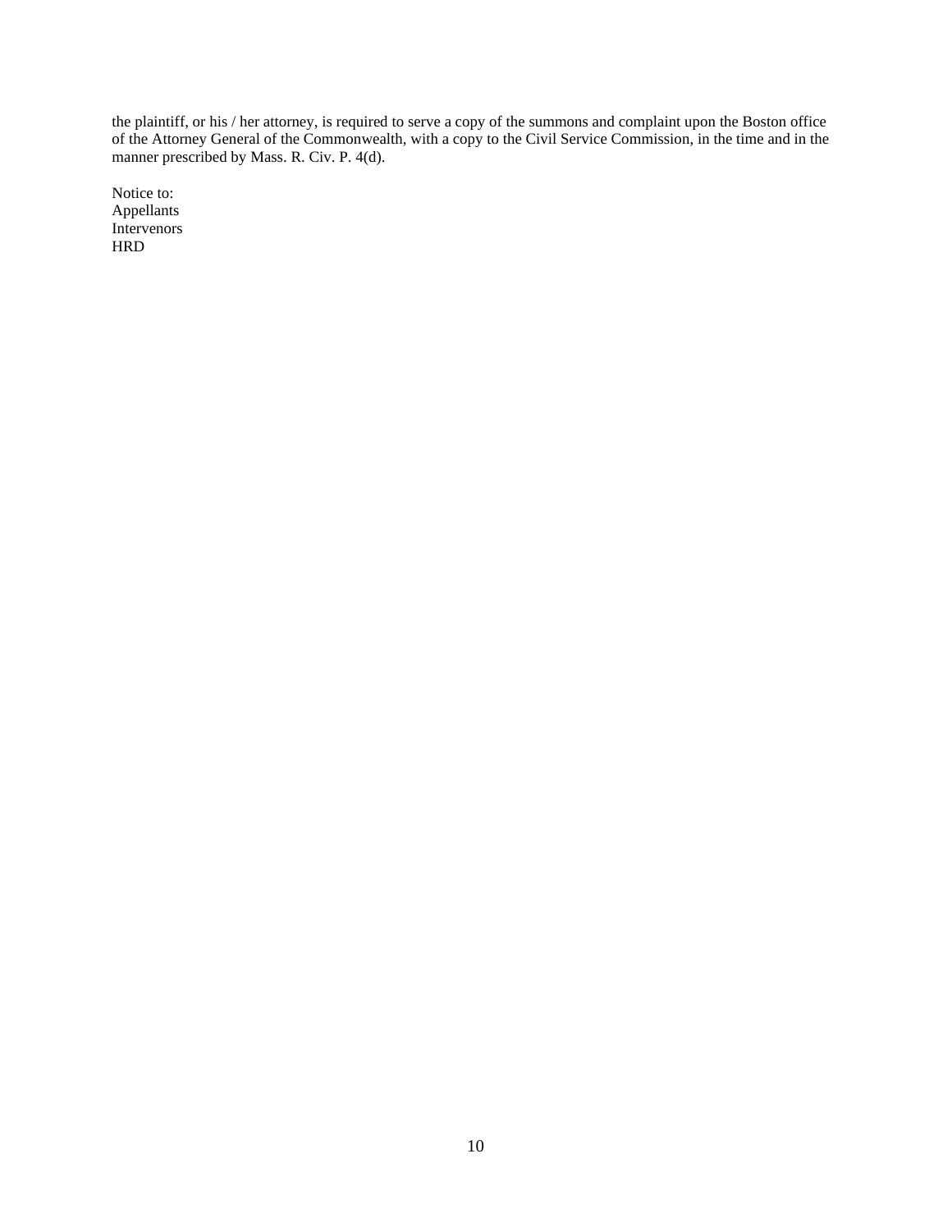the plaintiff, or his / her attorney, is required to serve a copy of the summons and complaint upon the Boston office of the Attorney General of the Commonwealth, with a copy to the Civil Service Commission, in the time and in the manner prescribed by Mass. R. Civ. P. 4(d).

Notice to:
Appellants
Intervenors
HRD